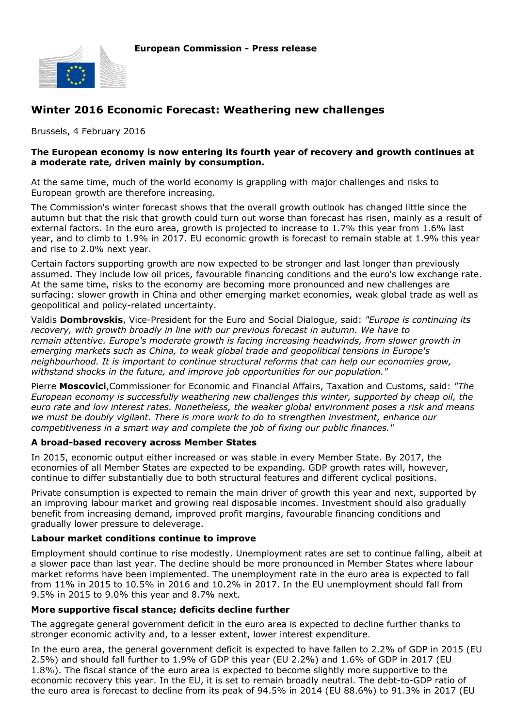European Commission - Press release

# Winter 2016 Economic Forecast: Weathering new challenges

Brussels, 4 February 2016

**The European economy is now entering its fourth year of recovery and growth continues at a moderate rate, driven mainly by consumption.**

At the same time, much of the world economy is grappling with major challenges and risks to European growth are therefore increasing.

The Commission's winter forecast shows that the overall growth outlook has changed little since the autumn but that the risk that growth could turn out worse than forecast has risen, mainly as a result of external factors. In the euro area, growth is projected to increase to 1.7% this year from 1.6% last year, and to climb to 1.9% in 2017. EU economic growth is forecast to remain stable at 1.9% this year and rise to 2.0% next year.

Certain factors supporting growth are now expected to be stronger and last longer than previously assumed. They include low oil prices, favourable financing conditions and the euro's low exchange rate. At the same time, risks to the economy are becoming more pronounced and new challenges are surfacing: slower growth in China and other emerging market economies, weak global trade as well as geopolitical and policy-related uncertainty.

Valdis **Dombrovskis**, Vice-President for the Euro and Social Dialogue, said: *"Europe is continuing its recovery, with growth broadly in line with our previous forecast in autumn. We have to remain attentive. Europe's moderate growth is facing increasing headwinds, from slower growth in emerging markets such as China, to weak global trade and geopolitical tensions in Europe's neighbourhood. It is important to continue structural reforms that can help our economies grow, withstand shocks in the future, and improve job opportunities for our population."*

Pierre **Moscovici**,Commissioner for Economic and Financial Affairs, Taxation and Customs, said: *"The European economy is successfully weathering new challenges this winter, supported by cheap oil, the euro rate and low interest rates. Nonetheless, the weaker global environment poses a risk and means we must be doubly vigilant. There is more work to do to strengthen investment, enhance our competitiveness in a smart way and complete the job of fixing our public finances."*

### A broad-based recovery across Member States

In 2015, economic output either increased or was stable in every Member State. By 2017, the economies of all Member States are expected to be expanding. GDP growth rates will, however, continue to differ substantially due to both structural features and different cyclical positions.

Private consumption is expected to remain the main driver of growth this year and next, supported by an improving labour market and growing real disposable incomes. Investment should also gradually benefit from increasing demand, improved profit margins, favourable financing conditions and gradually lower pressure to deleverage.

### Labour market conditions continue to improve

Employment should continue to rise modestly. Unemployment rates are set to continue falling, albeit at a slower pace than last year. The decline should be more pronounced in Member States where labour market reforms have been implemented. The unemployment rate in the euro area is expected to fall from 11% in 2015 to 10.5% in 2016 and 10.2% in 2017. In the EU unemployment should fall from 9.5% in 2015 to 9.0% this year and 8.7% next.

### More supportive fiscal stance; deficits decline further

The aggregate general government deficit in the euro area is expected to decline further thanks to stronger economic activity and, to a lesser extent, lower interest expenditure.

In the euro area, the general government deficit is expected to have fallen to 2.2% of GDP in 2015 (EU 2.5%) and should fall further to 1.9% of GDP this year (EU 2.2%) and 1.6% of GDP in 2017 (EU 1.8%). The fiscal stance of the euro area is expected to become slightly more supportive to the economic recovery this year. In the EU, it is set to remain broadly neutral. The debt-to-GDP ratio of the euro area is forecast to decline from its peak of 94.5% in 2014 (EU 88.6%) to 91.3% in 2017 (EU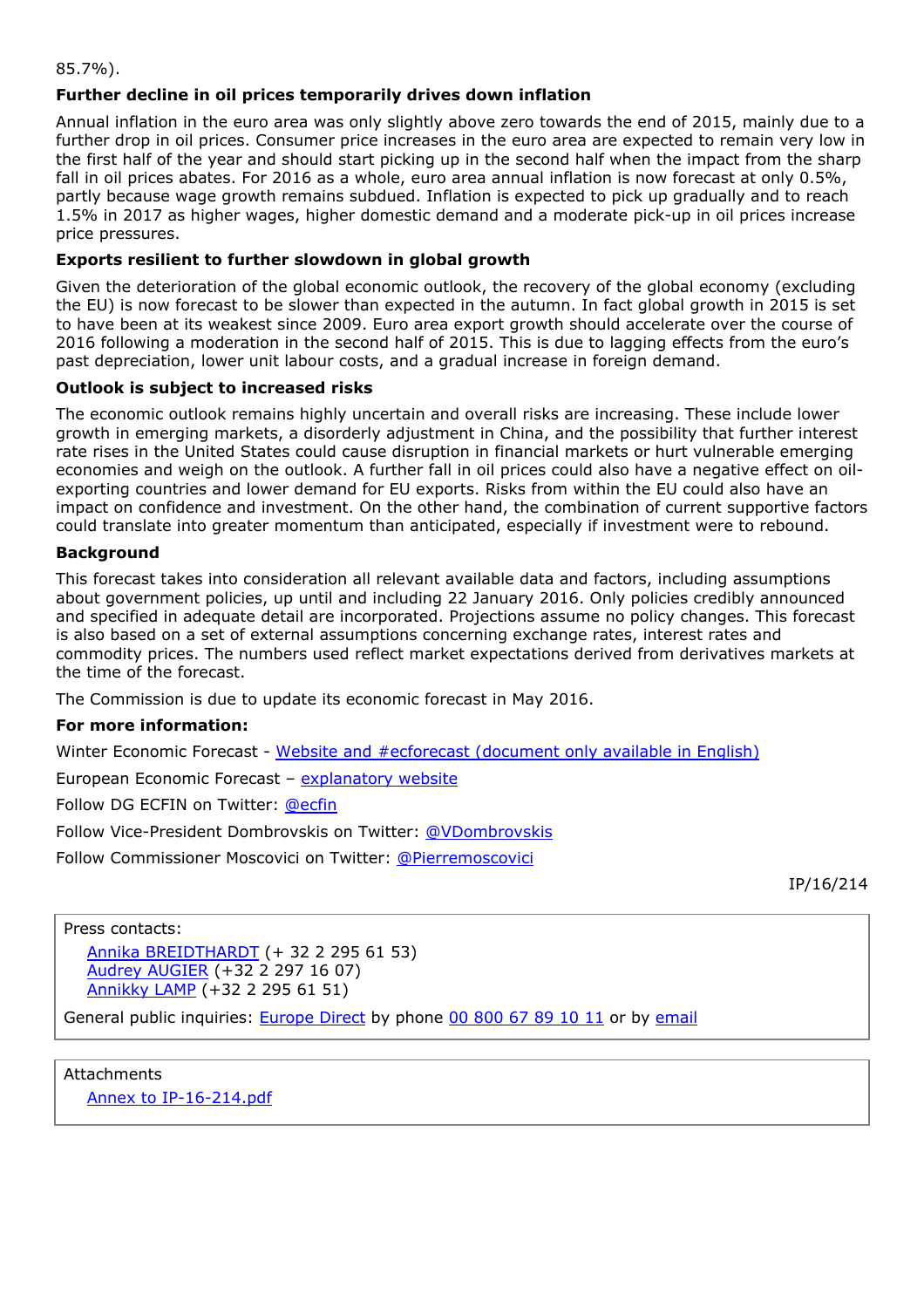85.7%).

**Further decline in oil prices temporarily drives down inflation**

Annual inflation in the euro area was only slightly above zero towards the end of 2015, mainly due to a further drop in oil prices. Consumer price increases in the euro area are expected to remain very low in the first half of the year and should start picking up in the second half when the impact from the sharp fall in oil prices abates. For 2016 as a whole, euro area annual inflation is now forecast at only 0.5%, partly because wage growth remains subdued. Inflation is expected to pick up gradually and to reach 1.5% in 2017 as higher wages, higher domestic demand and a moderate pick-up in oil prices increase price pressures.

**Exports resilient to further slowdown in global growth**

Given the deterioration of the global economic outlook, the recovery of the global economy (excluding the EU) is now forecast to be slower than expected in the autumn. In fact global growth in 2015 is set to have been at its weakest since 2009. Euro area export growth should accelerate over the course of 2016 following a moderation in the second half of 2015. This is due to lagging effects from the euro's past depreciation, lower unit labour costs, and a gradual increase in foreign demand.

**Outlook is subject to increased risks**

The economic outlook remains highly uncertain and overall risks are increasing. These include lower growth in emerging markets, a disorderly adjustment in China, and the possibility that further interest rate rises in the United States could cause disruption in financial markets or hurt vulnerable emerging economies and weigh on the outlook. A further fall in oil prices could also have a negative effect on oil-exporting countries and lower demand for EU exports. Risks from within the EU could also have an impact on confidence and investment. On the other hand, the combination of current supportive factors could translate into greater momentum than anticipated, especially if investment were to rebound.

**Background**

This forecast takes into consideration all relevant available data and factors, including assumptions about government policies, up until and including 22 January 2016. Only policies credibly announced and specified in adequate detail are incorporated. Projections assume no policy changes. This forecast is also based on a set of external assumptions concerning exchange rates, interest rates and commodity prices. The numbers used reflect market expectations derived from derivatives markets at the time of the forecast.

The Commission is due to update its economic forecast in May 2016.

**For more information:**

Winter Economic Forecast - Website and #ecforecast (document only available in English)

European Economic Forecast – explanatory website

Follow DG ECFIN on Twitter: @ecfin

Follow Vice-President Dombrovskis on Twitter: @VDombrovskis

Follow Commissioner Moscovici on Twitter: @Pierremoscovici

IP/16/214

Press contacts:

Annika BREIDTHARDT (+ 32 2 295 61 53)
Audrey AUGIER (+32 2 297 16 07)
Annikky LAMP (+32 2 295 61 51)

General public inquiries: Europe Direct by phone 00 800 67 89 10 11 or by email

Attachments

Annex to IP-16-214.pdf